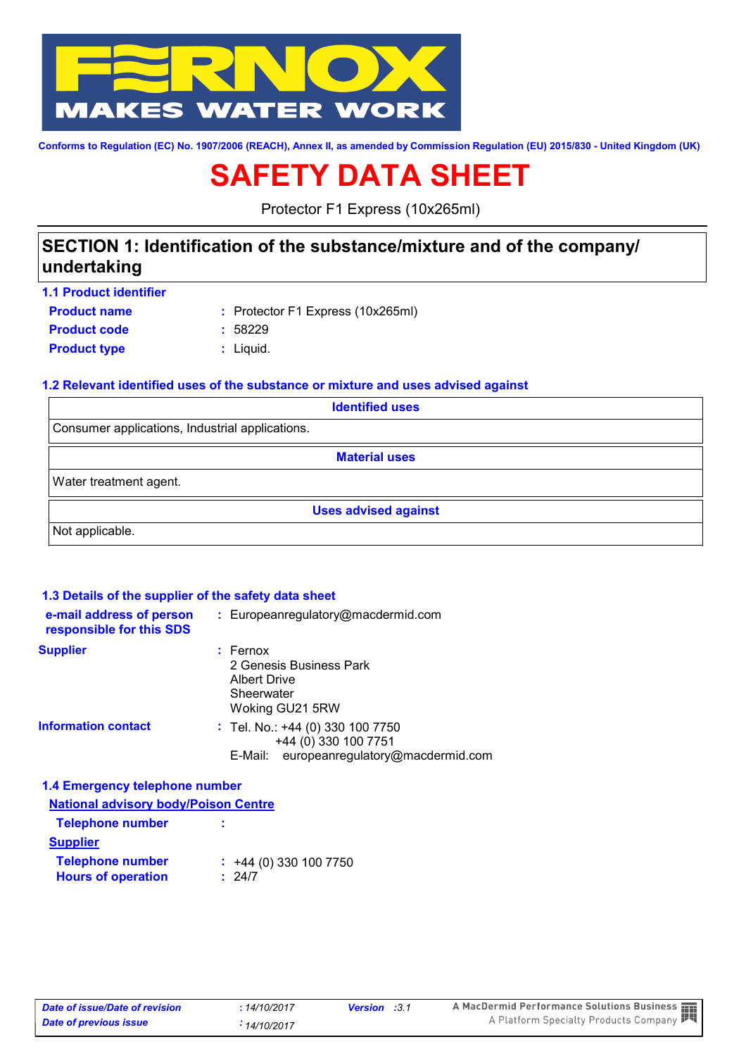FERNOX MAKES WATER WORK

Conforms to Regulation (EC) No. 1907/2006 (REACH), Annex II, as amended by Commission Regulation (EU) 2015/830 - United Kingdom (UK)

# SAFETY DATA SHEET

Protector F1 Express (10x265ml)

## SECTION 1: Identification of the substance/mixture and of the company/ undertaking

### 1.1 Product identifier

**Product name** : Protector F1 Express (10x265ml)

**Product code** : 58229

**Product type** : Liquid.

### 1.2 Relevant identified uses of the substance or mixture and uses advised against

| Identified uses |
| --- |
| Consumer applications, Industrial applications. |

| Material uses |
| --- |
| Water treatment agent. |

| Uses advised against |
| --- |
| Not applicable. |

### 1.3 Details of the supplier of the safety data sheet

**e-mail address of person responsible for this SDS** : Europeanregulatory@macdermid.com

**Supplier** : Fernox
2 Genesis Business Park
Albert Drive
Sheerwater
Woking GU21 5RW

**Information contact** : Tel. No.: +44 (0) 330 100 7750
+44 (0) 330 100 7751
E-Mail: europeanregulatory@macdermid.com

### 1.4 Emergency telephone number

**National advisory body/Poison Centre**

**Telephone number** :

**Supplier**

**Telephone number** : +44 (0) 330 100 7750

**Hours of operation** : 24/7

| | | | |
| --- | --- | --- | --- |
| *Date of issue/Date of revision* | *: 14/10/2017* | *Version* | *: 3.1* |
| *Date of previous issue* | *: 14/10/2017* | | |

A MacDermid Performance Solutions Business
A Platform Specialty Products Company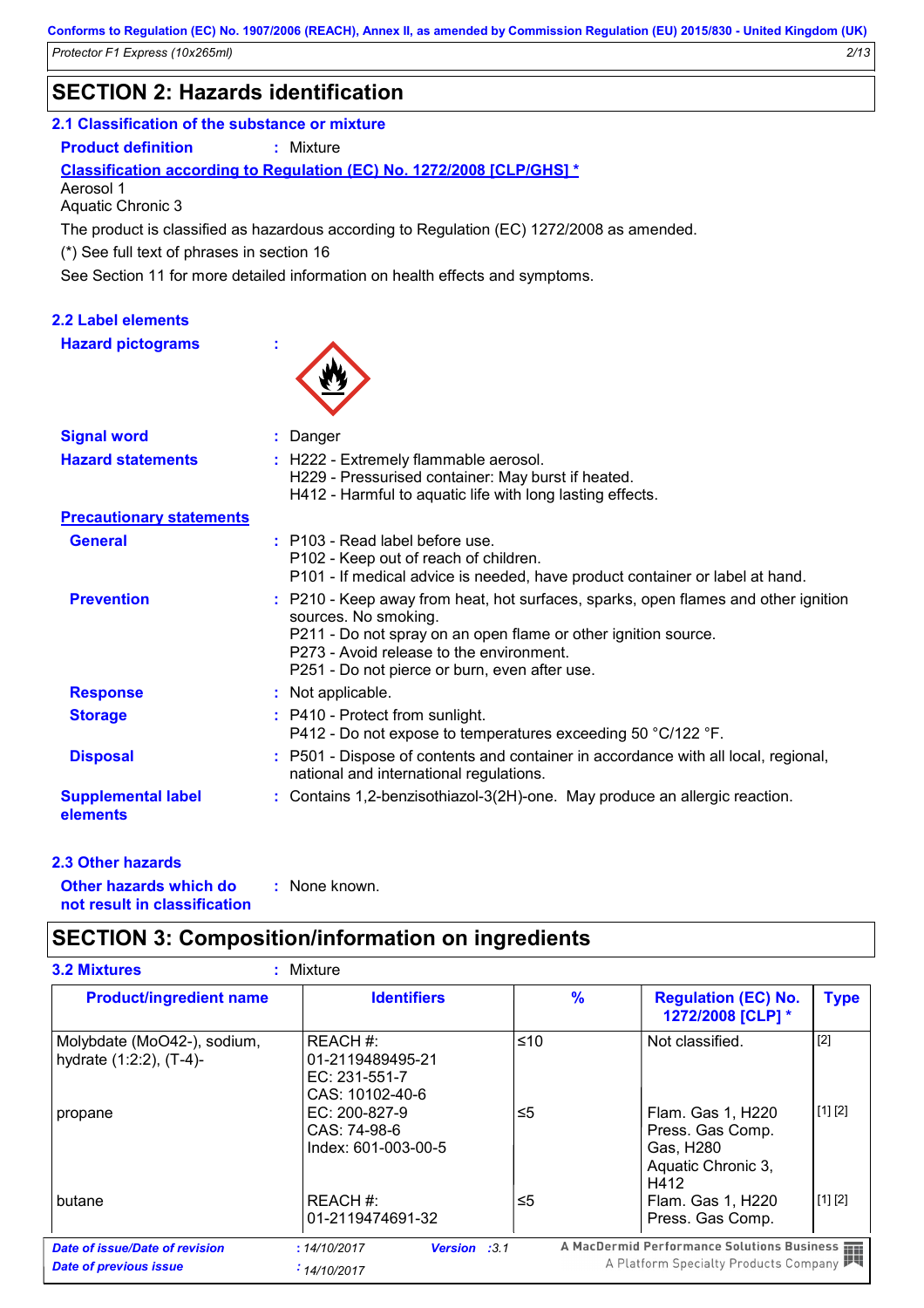# SECTION 2: Hazards identification

## 2.1 Classification of the substance or mixture

**Product definition** : Mixture

**Classification according to Regulation (EC) No. 1272/2008 [CLP/GHS] ***

Aerosol 1
Aquatic Chronic 3

The product is classified as hazardous according to Regulation (EC) 1272/2008 as amended.

(*) See full text of phrases in section 16

See Section 11 for more detailed information on health effects and symptoms.

## 2.2 Label elements

**Hazard pictograms** :

**Signal word** : Danger

**Hazard statements** : H222 - Extremely flammable aerosol.
H229 - Pressurised container: May burst if heated.
H412 - Harmful to aquatic life with long lasting effects.

**Precautionary statements**

**General** : P103 - Read label before use.
P102 - Keep out of reach of children.
P101 - If medical advice is needed, have product container or label at hand.

**Prevention** : P210 - Keep away from heat, hot surfaces, sparks, open flames and other ignition sources. No smoking.
P211 - Do not spray on an open flame or other ignition source.
P273 - Avoid release to the environment.
P251 - Do not pierce or burn, even after use.

**Response** : Not applicable.

**Storage** : P410 - Protect from sunlight.
P412 - Do not expose to temperatures exceeding 50 °C/122 °F.

**Disposal** : P501 - Dispose of contents and container in accordance with all local, regional, national and international regulations.

**Supplemental label elements** : Contains 1,2-benzisothiazol-3(2H)-one. May produce an allergic reaction.

## 2.3 Other hazards

**Other hazards which do not result in classification** : None known.

# SECTION 3: Composition/information on ingredients

## 3.2 Mixtures : Mixture

| Product/ingredient name | Identifiers | % | Regulation (EC) No. 1272/2008 [CLP] * | Type |
|---|---|---|---|---|
| Molybdate (MoO42-), sodium, hydrate (1:2:2), (T-4)- | REACH #: 01-2119489495-21<br>EC: 231-551-7<br>CAS: 10102-40-6 | ≤10 | Not classified. | [2] |
| propane | EC: 200-827-9<br>CAS: 74-98-6<br>Index: 601-003-00-5 | ≤5 | Flam. Gas 1, H220<br>Press. Gas Comp. Gas, H280<br>Aquatic Chronic 3, H412 | [1] [2] |
| butane | REACH #: 01-2119474691-32 | ≤5 | Flam. Gas 1, H220<br>Press. Gas Comp. | [1] [2] |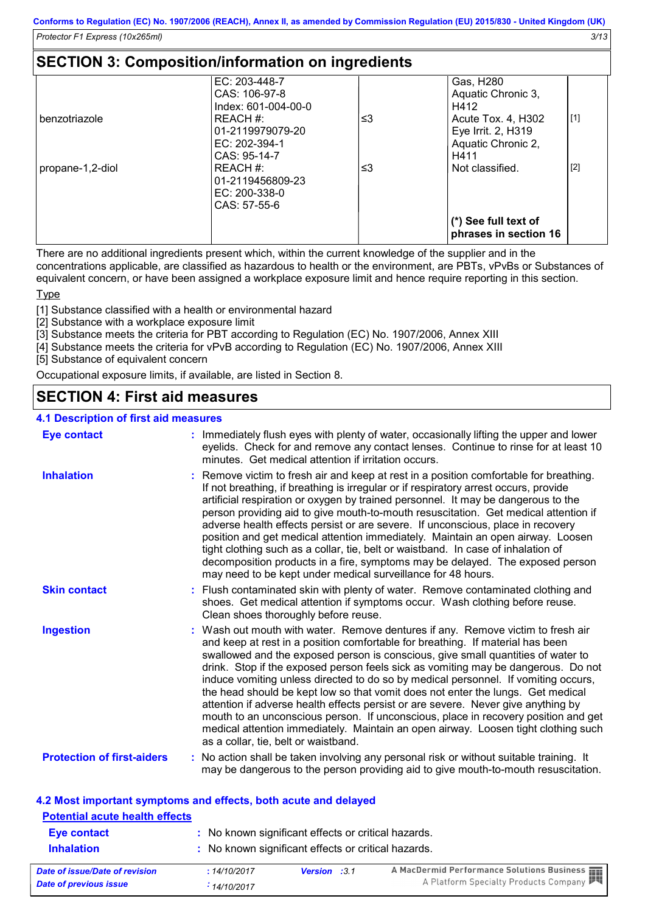## SECTION 3: Composition/information on ingredients

| | | | | |
|---|---|---|---|---|
| | EC: 203-448-7<br>CAS: 106-97-8<br>Index: 601-004-00-0 | | Gas, H280<br>Aquatic Chronic 3, H412 | |
| benzotriazole | REACH #: 01-2119979079-20<br>EC: 202-394-1<br>CAS: 95-14-7 | ≤3 | Acute Tox. 4, H302<br>Eye Irrit. 2, H319<br>Aquatic Chronic 2, H411 | [1] |
| propane-1,2-diol | REACH #: 01-2119456809-23<br>EC: 200-338-0<br>CAS: 57-55-6 | ≤3 | Not classified. | [2] |
| | | | **(*) See full text of phrases in section 16** | |

There are no additional ingredients present which, within the current knowledge of the supplier and in the concentrations applicable, are classified as hazardous to health or the environment, are PBTs, vPvBs or Substances of equivalent concern, or have been assigned a workplace exposure limit and hence require reporting in this section.

Type

[1] Substance classified with a health or environmental hazard
[2] Substance with a workplace exposure limit
[3] Substance meets the criteria for PBT according to Regulation (EC) No. 1907/2006, Annex XIII
[4] Substance meets the criteria for vPvB according to Regulation (EC) No. 1907/2006, Annex XIII
[5] Substance of equivalent concern

Occupational exposure limits, if available, are listed in Section 8.

## SECTION 4: First aid measures

### 4.1 Description of first aid measures

**Eye contact** : Immediately flush eyes with plenty of water, occasionally lifting the upper and lower eyelids. Check for and remove any contact lenses. Continue to rinse for at least 10 minutes. Get medical attention if irritation occurs.

**Inhalation** : Remove victim to fresh air and keep at rest in a position comfortable for breathing. If not breathing, if breathing is irregular or if respiratory arrest occurs, provide artificial respiration or oxygen by trained personnel. It may be dangerous to the person providing aid to give mouth-to-mouth resuscitation. Get medical attention if adverse health effects persist or are severe. If unconscious, place in recovery position and get medical attention immediately. Maintain an open airway. Loosen tight clothing such as a collar, tie, belt or waistband. In case of inhalation of decomposition products in a fire, symptoms may be delayed. The exposed person may need to be kept under medical surveillance for 48 hours.

**Skin contact** : Flush contaminated skin with plenty of water. Remove contaminated clothing and shoes. Get medical attention if symptoms occur. Wash clothing before reuse. Clean shoes thoroughly before reuse.

**Ingestion** : Wash out mouth with water. Remove dentures if any. Remove victim to fresh air and keep at rest in a position comfortable for breathing. If material has been swallowed and the exposed person is conscious, give small quantities of water to drink. Stop if the exposed person feels sick as vomiting may be dangerous. Do not induce vomiting unless directed to do so by medical personnel. If vomiting occurs, the head should be kept low so that vomit does not enter the lungs. Get medical attention if adverse health effects persist or are severe. Never give anything by mouth to an unconscious person. If unconscious, place in recovery position and get medical attention immediately. Maintain an open airway. Loosen tight clothing such as a collar, tie, belt or waistband.

**Protection of first-aiders** : No action shall be taken involving any personal risk or without suitable training. It may be dangerous to the person providing aid to give mouth-to-mouth resuscitation.

### 4.2 Most important symptoms and effects, both acute and delayed

**Potential acute health effects**

**Eye contact** : No known significant effects or critical hazards.

**Inhalation** : No known significant effects or critical hazards.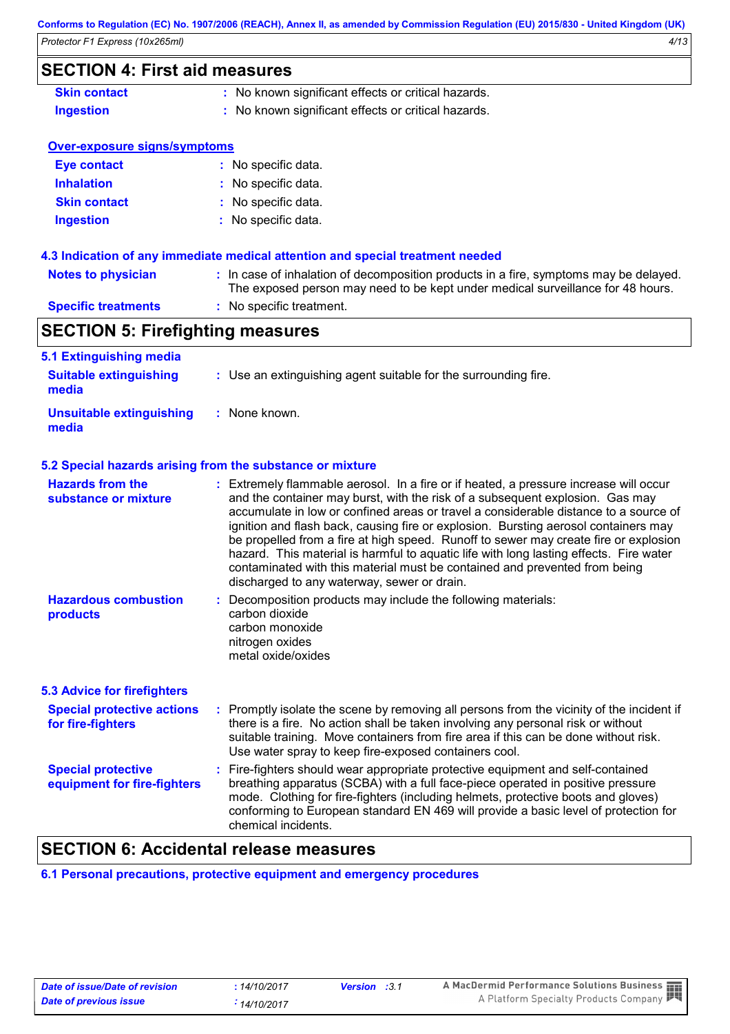## SECTION 4: First aid measures

**Skin contact** : No known significant effects or critical hazards.

**Ingestion** : No known significant effects or critical hazards.

**Over-exposure signs/symptoms**

**Eye contact** : No specific data.

**Inhalation** : No specific data.

**Skin contact** : No specific data.

**Ingestion** : No specific data.

### 4.3 Indication of any immediate medical attention and special treatment needed

**Notes to physician** : In case of inhalation of decomposition products in a fire, symptoms may be delayed. The exposed person may need to be kept under medical surveillance for 48 hours.

**Specific treatments** : No specific treatment.

## SECTION 5: Firefighting measures

### 5.1 Extinguishing media

**Suitable extinguishing media** : Use an extinguishing agent suitable for the surrounding fire.

**Unsuitable extinguishing media** : None known.

### 5.2 Special hazards arising from the substance or mixture

**Hazards from the substance or mixture** : Extremely flammable aerosol. In a fire or if heated, a pressure increase will occur and the container may burst, with the risk of a subsequent explosion. Gas may accumulate in low or confined areas or travel a considerable distance to a source of ignition and flash back, causing fire or explosion. Bursting aerosol containers may be propelled from a fire at high speed. Runoff to sewer may create fire or explosion hazard. This material is harmful to aquatic life with long lasting effects. Fire water contaminated with this material must be contained and prevented from being discharged to any waterway, sewer or drain.

**Hazardous combustion products** : Decomposition products may include the following materials:
carbon dioxide
carbon monoxide
nitrogen oxides
metal oxide/oxides

### 5.3 Advice for firefighters

**Special protective actions for fire-fighters** : Promptly isolate the scene by removing all persons from the vicinity of the incident if there is a fire. No action shall be taken involving any personal risk or without suitable training. Move containers from fire area if this can be done without risk. Use water spray to keep fire-exposed containers cool.

**Special protective equipment for fire-fighters** : Fire-fighters should wear appropriate protective equipment and self-contained breathing apparatus (SCBA) with a full face-piece operated in positive pressure mode. Clothing for fire-fighters (including helmets, protective boots and gloves) conforming to European standard EN 469 will provide a basic level of protection for chemical incidents.

## SECTION 6: Accidental release measures

### 6.1 Personal precautions, protective equipment and emergency procedures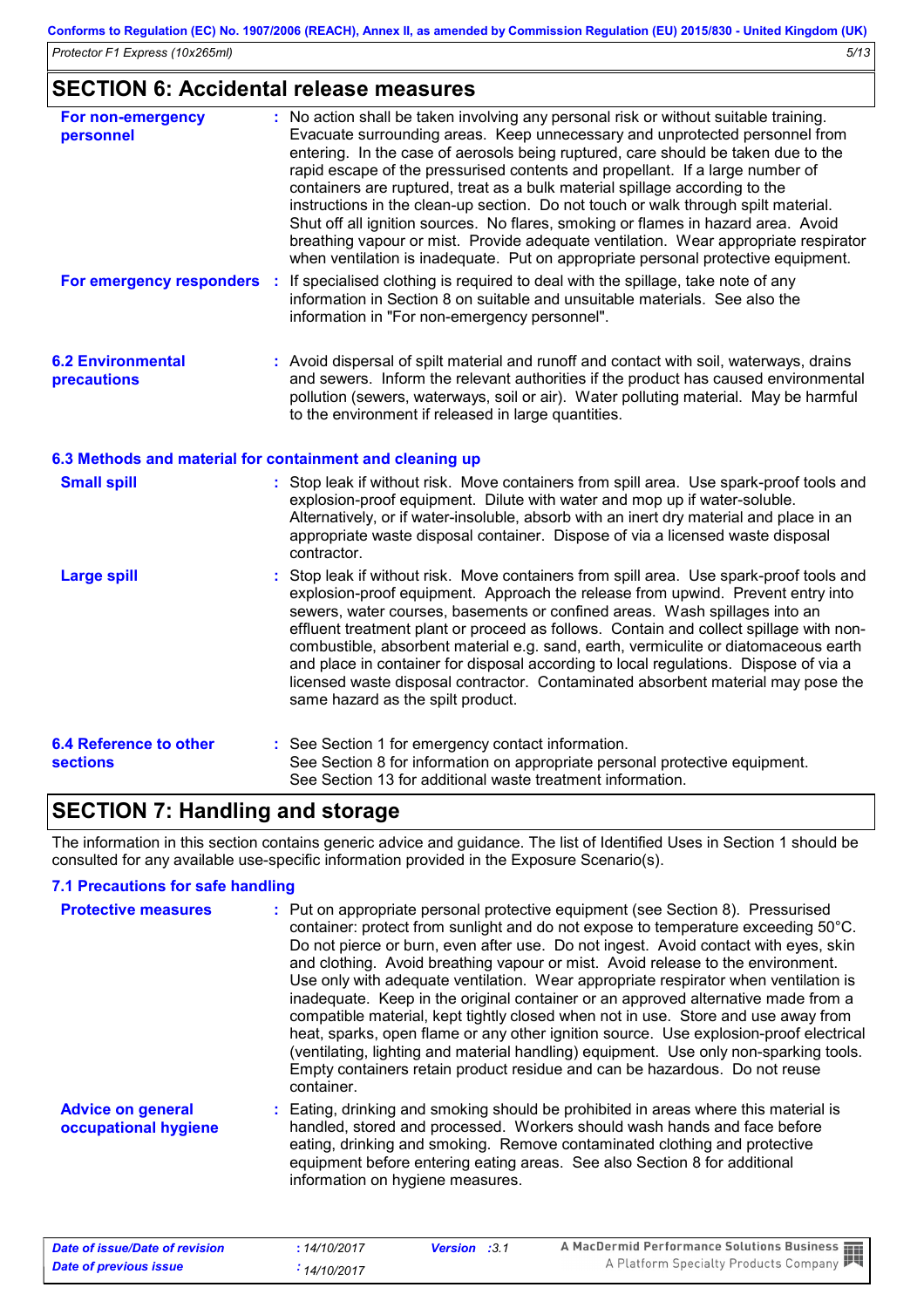## SECTION 6: Accidental release measures

**For non-emergency personnel** : No action shall be taken involving any personal risk or without suitable training. Evacuate surrounding areas. Keep unnecessary and unprotected personnel from entering. In the case of aerosols being ruptured, care should be taken due to the rapid escape of the pressurised contents and propellant. If a large number of containers are ruptured, treat as a bulk material spillage according to the instructions in the clean-up section. Do not touch or walk through spilt material. Shut off all ignition sources. No flares, smoking or flames in hazard area. Avoid breathing vapour or mist. Provide adequate ventilation. Wear appropriate respirator when ventilation is inadequate. Put on appropriate personal protective equipment.

**For emergency responders** : If specialised clothing is required to deal with the spillage, take note of any information in Section 8 on suitable and unsuitable materials. See also the information in "For non-emergency personnel".

**6.2 Environmental precautions** : Avoid dispersal of spilt material and runoff and contact with soil, waterways, drains and sewers. Inform the relevant authorities if the product has caused environmental pollution (sewers, waterways, soil or air). Water polluting material. May be harmful to the environment if released in large quantities.

### 6.3 Methods and material for containment and cleaning up

**Small spill** : Stop leak if without risk. Move containers from spill area. Use spark-proof tools and explosion-proof equipment. Dilute with water and mop up if water-soluble. Alternatively, or if water-insoluble, absorb with an inert dry material and place in an appropriate waste disposal container. Dispose of via a licensed waste disposal contractor.

**Large spill** : Stop leak if without risk. Move containers from spill area. Use spark-proof tools and explosion-proof equipment. Approach the release from upwind. Prevent entry into sewers, water courses, basements or confined areas. Wash spillages into an effluent treatment plant or proceed as follows. Contain and collect spillage with non-combustible, absorbent material e.g. sand, earth, vermiculite or diatomaceous earth and place in container for disposal according to local regulations. Dispose of via a licensed waste disposal contractor. Contaminated absorbent material may pose the same hazard as the spilt product.

**6.4 Reference to other sections** : See Section 1 for emergency contact information.
See Section 8 for information on appropriate personal protective equipment.
See Section 13 for additional waste treatment information.

## SECTION 7: Handling and storage

The information in this section contains generic advice and guidance. The list of Identified Uses in Section 1 should be consulted for any available use-specific information provided in the Exposure Scenario(s).

### 7.1 Precautions for safe handling

**Protective measures** : Put on appropriate personal protective equipment (see Section 8). Pressurised container: protect from sunlight and do not expose to temperature exceeding 50°C. Do not pierce or burn, even after use. Do not ingest. Avoid contact with eyes, skin and clothing. Avoid breathing vapour or mist. Avoid release to the environment. Use only with adequate ventilation. Wear appropriate respirator when ventilation is inadequate. Keep in the original container or an approved alternative made from a compatible material, kept tightly closed when not in use. Store and use away from heat, sparks, open flame or any other ignition source. Use explosion-proof electrical (ventilating, lighting and material handling) equipment. Use only non-sparking tools. Empty containers retain product residue and can be hazardous. Do not reuse container.

**Advice on general occupational hygiene** : Eating, drinking and smoking should be prohibited in areas where this material is handled, stored and processed. Workers should wash hands and face before eating, drinking and smoking. Remove contaminated clothing and protective equipment before entering eating areas. See also Section 8 for additional information on hygiene measures.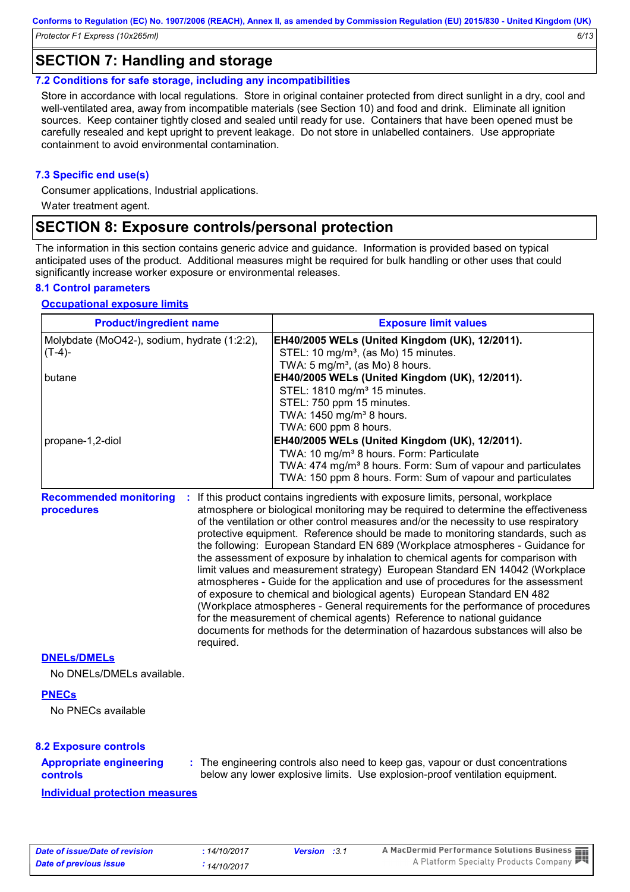## SECTION 7: Handling and storage

### 7.2 Conditions for safe storage, including any incompatibilities

Store in accordance with local regulations. Store in original container protected from direct sunlight in a dry, cool and well-ventilated area, away from incompatible materials (see Section 10) and food and drink. Eliminate all ignition sources. Keep container tightly closed and sealed until ready for use. Containers that have been opened must be carefully resealed and kept upright to prevent leakage. Do not store in unlabelled containers. Use appropriate containment to avoid environmental contamination.

### 7.3 Specific end use(s)

Consumer applications, Industrial applications.

Water treatment agent.

## SECTION 8: Exposure controls/personal protection

The information in this section contains generic advice and guidance. Information is provided based on typical anticipated uses of the product. Additional measures might be required for bulk handling or other uses that could significantly increase worker exposure or environmental releases.

### 8.1 Control parameters

**Occupational exposure limits**

| Product/ingredient name | Exposure limit values |
|---|---|
| Molybdate (MoO42-), sodium, hydrate (1:2:2), (T-4)- | **EH40/2005 WELs (United Kingdom (UK), 12/2011).**<br>STEL: 10 mg/m³, (as Mo) 15 minutes.<br>TWA: 5 mg/m³, (as Mo) 8 hours. |
| butane | **EH40/2005 WELs (United Kingdom (UK), 12/2011).**<br>STEL: 1810 mg/m³ 15 minutes.<br>STEL: 750 ppm 15 minutes.<br>TWA: 1450 mg/m³ 8 hours.<br>TWA: 600 ppm 8 hours. |
| propane-1,2-diol | **EH40/2005 WELs (United Kingdom (UK), 12/2011).**<br>TWA: 10 mg/m³ 8 hours. Form: Particulate<br>TWA: 474 mg/m³ 8 hours. Form: Sum of vapour and particulates<br>TWA: 150 ppm 8 hours. Form: Sum of vapour and particulates |

**Recommended monitoring procedures** : If this product contains ingredients with exposure limits, personal, workplace atmosphere or biological monitoring may be required to determine the effectiveness of the ventilation or other control measures and/or the necessity to use respiratory protective equipment. Reference should be made to monitoring standards, such as the following: European Standard EN 689 (Workplace atmospheres - Guidance for the assessment of exposure by inhalation to chemical agents for comparison with limit values and measurement strategy) European Standard EN 14042 (Workplace atmospheres - Guide for the application and use of procedures for the assessment of exposure to chemical and biological agents) European Standard EN 482 (Workplace atmospheres - General requirements for the performance of procedures for the measurement of chemical agents) Reference to national guidance documents for methods for the determination of hazardous substances will also be required.

**DNELs/DMELs**

No DNELs/DMELs available.

**PNECs**

No PNECs available

### 8.2 Exposure controls

**Appropriate engineering controls** : The engineering controls also need to keep gas, vapour or dust concentrations below any lower explosive limits. Use explosion-proof ventilation equipment.

**Individual protection measures**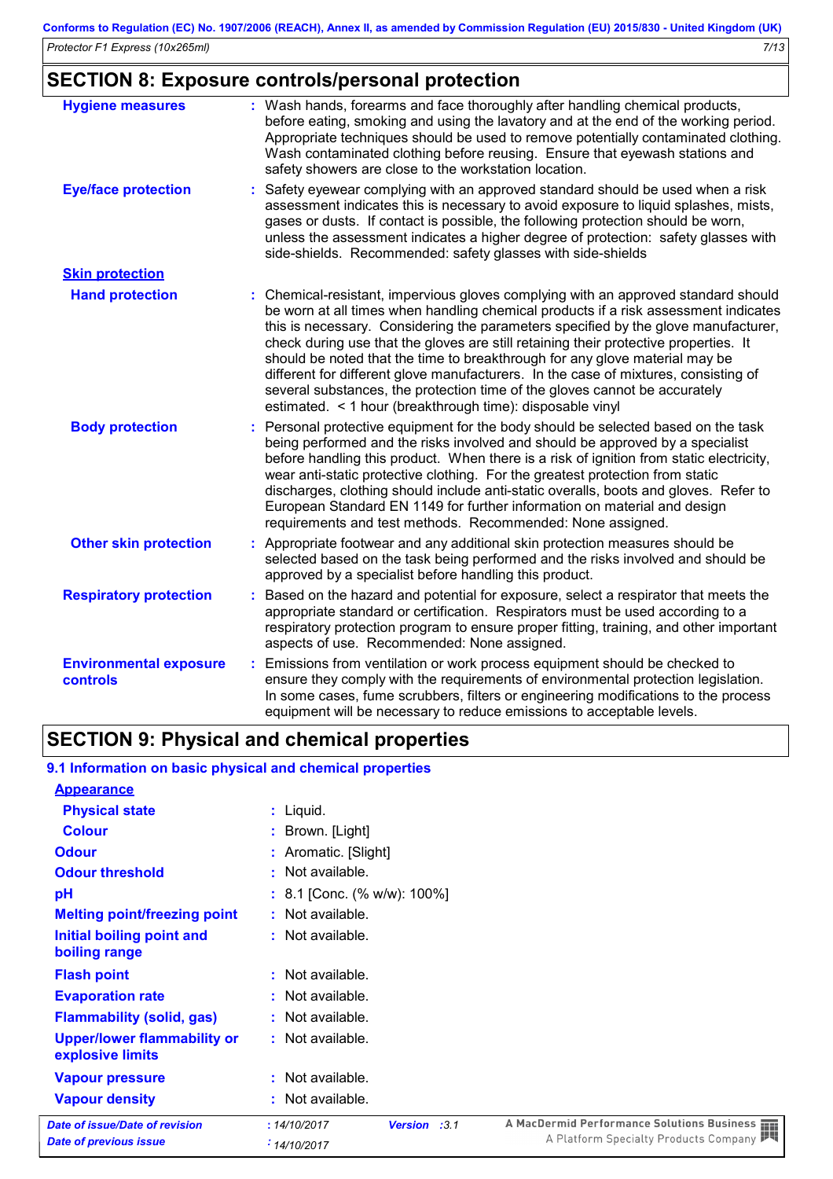## SECTION 8: Exposure controls/personal protection

**Hygiene measures** : Wash hands, forearms and face thoroughly after handling chemical products, before eating, smoking and using the lavatory and at the end of the working period. Appropriate techniques should be used to remove potentially contaminated clothing. Wash contaminated clothing before reusing. Ensure that eyewash stations and safety showers are close to the workstation location.

**Eye/face protection** : Safety eyewear complying with an approved standard should be used when a risk assessment indicates this is necessary to avoid exposure to liquid splashes, mists, gases or dusts. If contact is possible, the following protection should be worn, unless the assessment indicates a higher degree of protection: safety glasses with side-shields. Recommended: safety glasses with side-shields

**Skin protection**

**Hand protection** : Chemical-resistant, impervious gloves complying with an approved standard should be worn at all times when handling chemical products if a risk assessment indicates this is necessary. Considering the parameters specified by the glove manufacturer, check during use that the gloves are still retaining their protective properties. It should be noted that the time to breakthrough for any glove material may be different for different glove manufacturers. In the case of mixtures, consisting of several substances, the protection time of the gloves cannot be accurately estimated. < 1 hour (breakthrough time): disposable vinyl

**Body protection** : Personal protective equipment for the body should be selected based on the task being performed and the risks involved and should be approved by a specialist before handling this product. When there is a risk of ignition from static electricity, wear anti-static protective clothing. For the greatest protection from static discharges, clothing should include anti-static overalls, boots and gloves. Refer to European Standard EN 1149 for further information on material and design requirements and test methods. Recommended: None assigned.

**Other skin protection** : Appropriate footwear and any additional skin protection measures should be selected based on the task being performed and the risks involved and should be approved by a specialist before handling this product.

**Respiratory protection** : Based on the hazard and potential for exposure, select a respirator that meets the appropriate standard or certification. Respirators must be used according to a respiratory protection program to ensure proper fitting, training, and other important aspects of use. Recommended: None assigned.

**Environmental exposure controls** : Emissions from ventilation or work process equipment should be checked to ensure they comply with the requirements of environmental protection legislation. In some cases, fume scrubbers, filters or engineering modifications to the process equipment will be necessary to reduce emissions to acceptable levels.

## SECTION 9: Physical and chemical properties

### 9.1 Information on basic physical and chemical properties

**Appearance**

**Physical state** : Liquid.

**Colour** : Brown. [Light]

**Odour** : Aromatic. [Slight]

**Odour threshold** : Not available.

**pH** : 8.1 [Conc. (% w/w): 100%]

**Melting point/freezing point** : Not available.

**Initial boiling point and boiling range** : Not available.

**Flash point** : Not available.

**Evaporation rate** : Not available.

**Flammability (solid, gas)** : Not available.

**Upper/lower flammability or explosive limits** : Not available.

**Vapour pressure** : Not available.

**Vapour density** : Not available.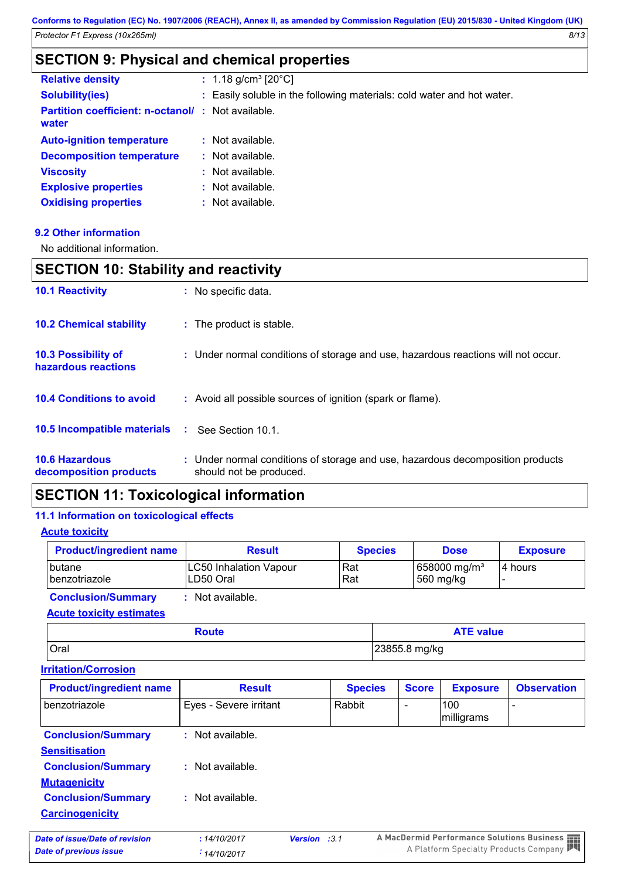## SECTION 9: Physical and chemical properties

**Relative density** : 1.18 g/cm³ [20°C]

**Solubility(ies)** : Easily soluble in the following materials: cold water and hot water.

**Partition coefficient: n-octanol/ water** : Not available.

**Auto-ignition temperature** : Not available.

**Decomposition temperature** : Not available.

**Viscosity** : Not available.

**Explosive properties** : Not available.

**Oxidising properties** : Not available.

### 9.2 Other information

No additional information.

## SECTION 10: Stability and reactivity

**10.1 Reactivity** : No specific data.

**10.2 Chemical stability** : The product is stable.

**10.3 Possibility of hazardous reactions** : Under normal conditions of storage and use, hazardous reactions will not occur.

**10.4 Conditions to avoid** : Avoid all possible sources of ignition (spark or flame).

**10.5 Incompatible materials** : See Section 10.1.

**10.6 Hazardous decomposition products** : Under normal conditions of storage and use, hazardous decomposition products should not be produced.

## SECTION 11: Toxicological information

### 11.1 Information on toxicological effects

**Acute toxicity**

| Product/ingredient name | Result | Species | Dose | Exposure |
|---|---|---|---|---|
| butane | LC50 Inhalation Vapour | Rat | 658000 mg/m³ | 4 hours |
| benzotriazole | LD50 Oral | Rat | 560 mg/kg | - |

**Conclusion/Summary** : Not available.

**Acute toxicity estimates**

| Route | ATE value |
|---|---|
| Oral | 23855.8 mg/kg |

**Irritation/Corrosion**

| Product/ingredient name | Result | Species | Score | Exposure | Observation |
|---|---|---|---|---|---|
| benzotriazole | Eyes - Severe irritant | Rabbit | - | 100 milligrams | - |

**Conclusion/Summary** : Not available.

**Sensitisation**

**Conclusion/Summary** : Not available.

**Mutagenicity**

**Conclusion/Summary** : Not available.

**Carcinogenicity**

| | | | |
|---|---|---|---|
| *Date of issue/Date of revision* | : 14/10/2017 | *Version* | : 3.1 |
| *Date of previous issue* | : 14/10/2017 | | |

A MacDermid Performance Solutions Business
A Platform Specialty Products Company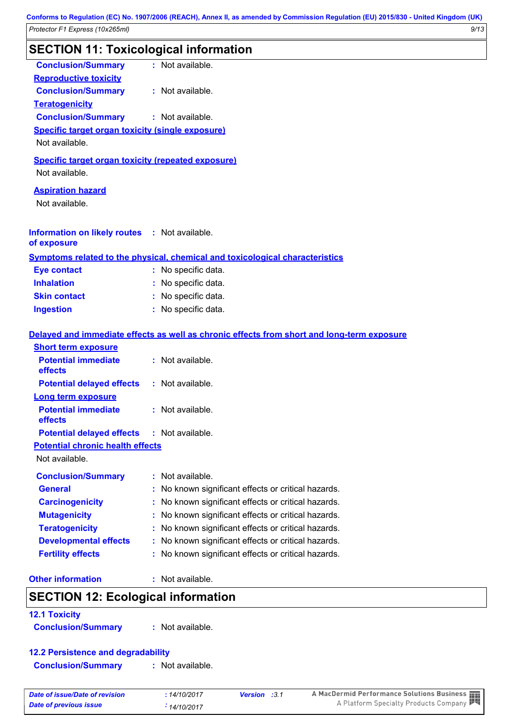## SECTION 11: Toxicological information

**Conclusion/Summary** : Not available.

**Reproductive toxicity**

**Conclusion/Summary** : Not available.

**Teratogenicity**

**Conclusion/Summary** : Not available.

**Specific target organ toxicity (single exposure)**

Not available.

**Specific target organ toxicity (repeated exposure)**

Not available.

**Aspiration hazard**

Not available.

**Information on likely routes of exposure** : Not available.

**Symptoms related to the physical, chemical and toxicological characteristics**

**Eye contact** : No specific data.

**Inhalation** : No specific data.

**Skin contact** : No specific data.

**Ingestion** : No specific data.

**Delayed and immediate effects as well as chronic effects from short and long-term exposure**

**Short term exposure**

**Potential immediate effects** : Not available.

**Potential delayed effects** : Not available.

**Long term exposure**

**Potential immediate effects** : Not available.

**Potential delayed effects** : Not available.

**Potential chronic health effects**

Not available.

**Conclusion/Summary** : Not available.

**General** : No known significant effects or critical hazards.

**Carcinogenicity** : No known significant effects or critical hazards.

**Mutagenicity** : No known significant effects or critical hazards.

**Teratogenicity** : No known significant effects or critical hazards.

**Developmental effects** : No known significant effects or critical hazards.

**Fertility effects** : No known significant effects or critical hazards.

**Other information** : Not available.

## SECTION 12: Ecological information

**12.1 Toxicity**

**Conclusion/Summary** : Not available.

**12.2 Persistence and degradability**

**Conclusion/Summary** : Not available.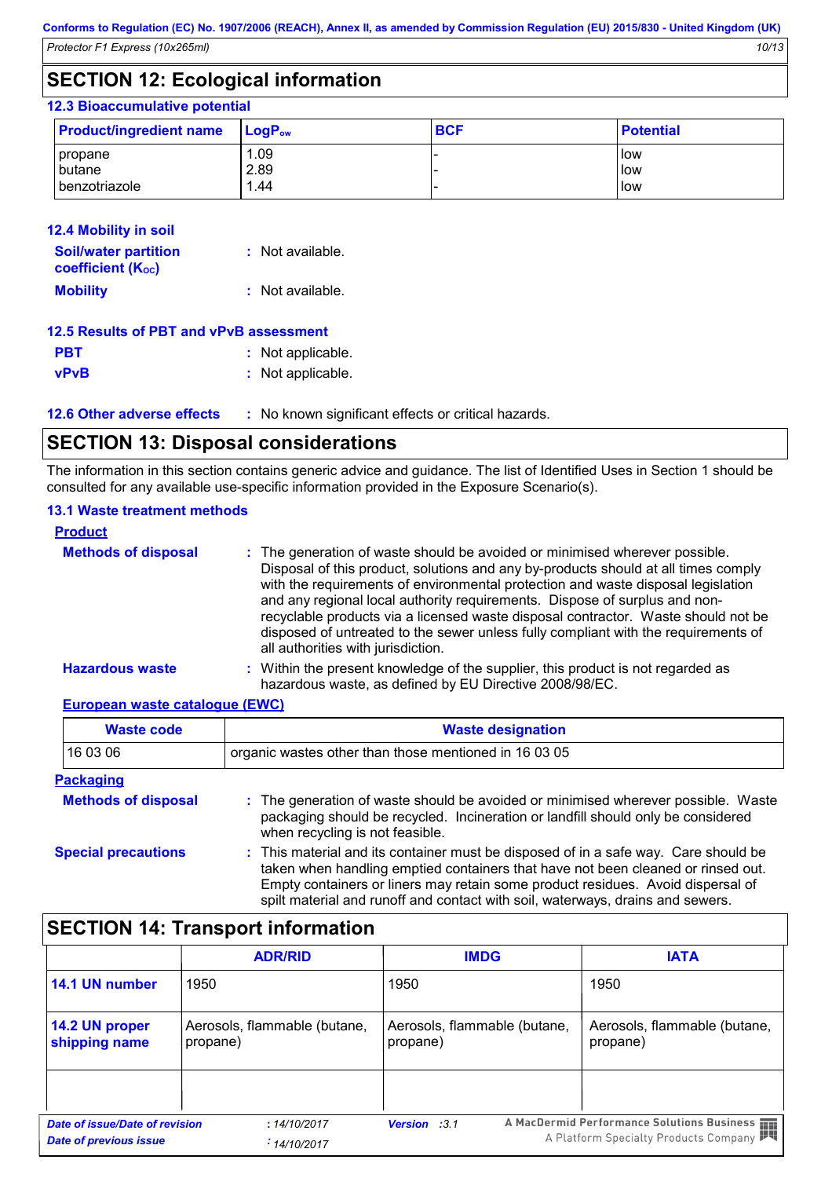## SECTION 12: Ecological information

### 12.3 Bioaccumulative potential

| Product/ingredient name | $LogP_{ow}$ | BCF | Potential |
|---|---|---|---|
| propane | 1.09 | - | low |
| butane | 2.89 | - | low |
| benzotriazole | 1.44 | - | low |

### 12.4 Mobility in soil

**Soil/water partition coefficient ($K_{OC}$)** : Not available.

**Mobility** : Not available.

### 12.5 Results of PBT and vPvB assessment

**PBT** : Not applicable.

**vPvB** : Not applicable.

**12.6 Other adverse effects** : No known significant effects or critical hazards.

## SECTION 13: Disposal considerations

The information in this section contains generic advice and guidance. The list of Identified Uses in Section 1 should be consulted for any available use-specific information provided in the Exposure Scenario(s).

### 13.1 Waste treatment methods

**Product**

**Methods of disposal** : The generation of waste should be avoided or minimised wherever possible. Disposal of this product, solutions and any by-products should at all times comply with the requirements of environmental protection and waste disposal legislation and any regional local authority requirements. Dispose of surplus and non-recyclable products via a licensed waste disposal contractor. Waste should not be disposed of untreated to the sewer unless fully compliant with the requirements of all authorities with jurisdiction.

**Hazardous waste** : Within the present knowledge of the supplier, this product is not regarded as hazardous waste, as defined by EU Directive 2008/98/EC.

**European waste catalogue (EWC)**

| Waste code | Waste designation |
|---|---|
| 16 03 06 | organic wastes other than those mentioned in 16 03 05 |

**Packaging**

**Methods of disposal** : The generation of waste should be avoided or minimised wherever possible. Waste packaging should be recycled. Incineration or landfill should only be considered when recycling is not feasible.

**Special precautions** : This material and its container must be disposed of in a safe way. Care should be taken when handling emptied containers that have not been cleaned or rinsed out. Empty containers or liners may retain some product residues. Avoid dispersal of spilt material and runoff and contact with soil, waterways, drains and sewers.

## SECTION 14: Transport information

| | ADR/RID | IMDG | IATA |
|---|---|---|---|
| **14.1 UN number** | 1950 | 1950 | 1950 |
| **14.2 UN proper shipping name** | Aerosols, flammable (butane, propane) | Aerosols, flammable (butane, propane) | Aerosols, flammable (butane, propane) |
| | | | |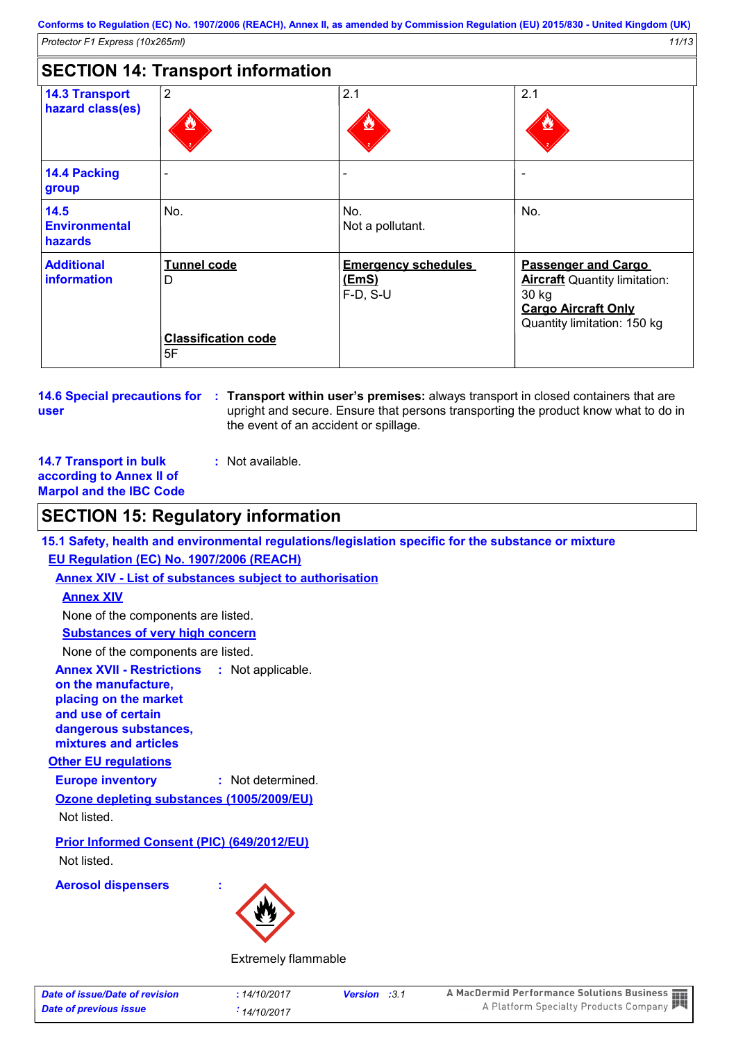## SECTION 14: Transport information

| | | | |
|---|---|---|---|
| **14.3 Transport hazard class(es)** | 2 | 2.1 | 2.1 |
| **14.4 Packing group** | - | - | - |
| **14.5 Environmental hazards** | No. | No.<br>Not a pollutant. | No. |
| **Additional information** | **Tunnel code**<br>D<br><br>**Classification code**<br>5F | **Emergency schedules (EmS)**<br>F-D, S-U | **Passenger and Cargo Aircraft** Quantity limitation: 30 kg<br>**Cargo Aircraft Only**<br>Quantity limitation: 150 kg |

**14.6 Special precautions for user** : **Transport within user's premises:** always transport in closed containers that are upright and secure. Ensure that persons transporting the product know what to do in the event of an accident or spillage.

**14.7 Transport in bulk according to Annex II of Marpol and the IBC Code** : Not available.

## SECTION 15: Regulatory information

### 15.1 Safety, health and environmental regulations/legislation specific for the substance or mixture

**EU Regulation (EC) No. 1907/2006 (REACH)**

**Annex XIV - List of substances subject to authorisation**

**Annex XIV**

None of the components are listed.

**Substances of very high concern**

None of the components are listed.

**Annex XVII - Restrictions on the manufacture, placing on the market and use of certain dangerous substances, mixtures and articles** : Not applicable.

**Other EU regulations**

**Europe inventory** : Not determined.

**Ozone depleting substances (1005/2009/EU)**

Not listed.

**Prior Informed Consent (PIC) (649/2012/EU)**

Not listed.

**Aerosol dispensers** :

Extremely flammable

| | | | |
|---|---|---|---|
| *Date of issue/Date of revision* | : 14/10/2017 | *Version* | : 3.1 |
| *Date of previous issue* | : 14/10/2017 | | |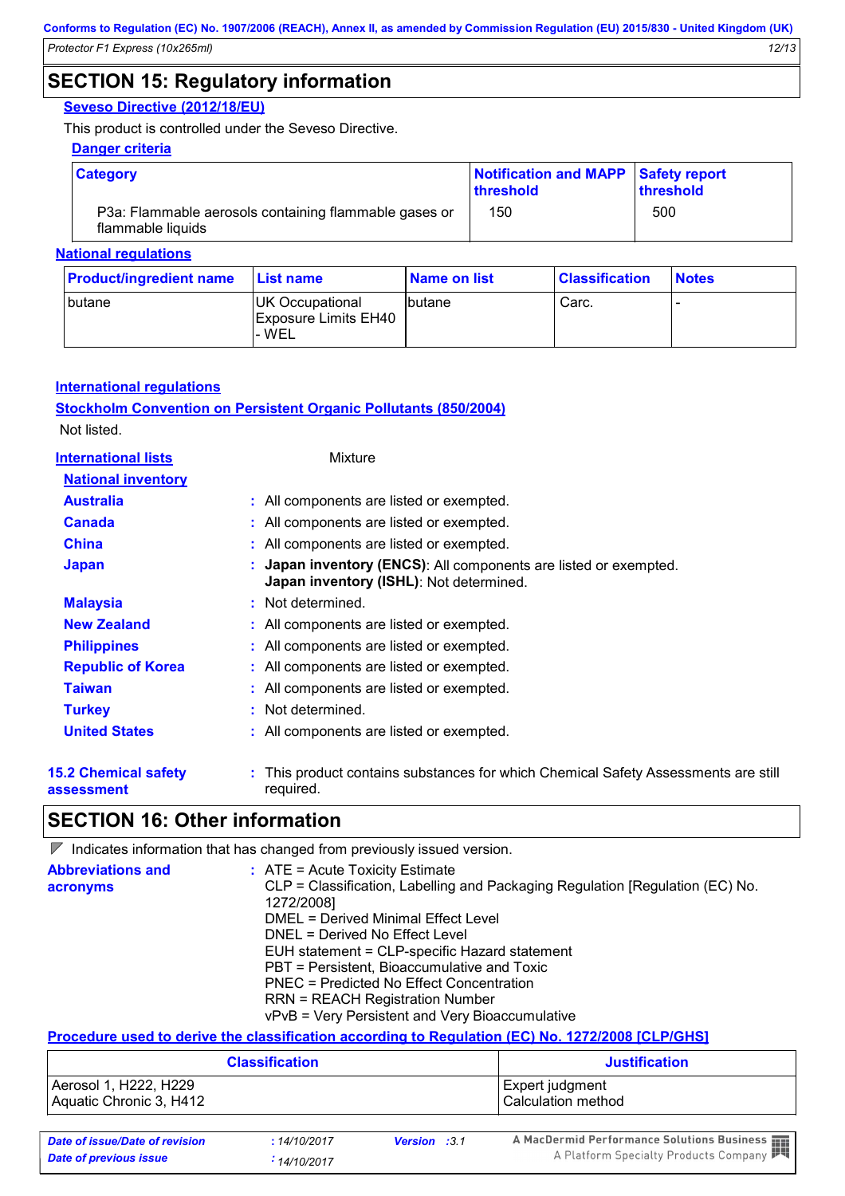## SECTION 15: Regulatory information

**Seveso Directive (2012/18/EU)**

This product is controlled under the Seveso Directive.

**Danger criteria**

| Category | Notification and MAPP threshold | Safety report threshold |
|---|---|---|
| P3a: Flammable aerosols containing flammable gases or flammable liquids | 150 | 500 |

**National regulations**

| Product/ingredient name | List name | Name on list | Classification | Notes |
|---|---|---|---|---|
| butane | UK Occupational Exposure Limits EH40 - WEL | butane | Carc. | - |

**International regulations**

**Stockholm Convention on Persistent Organic Pollutants (850/2004)**

Not listed.

**International lists** Mixture

**National inventory**

**Australia** : All components are listed or exempted.

**Canada** : All components are listed or exempted.

**China** : All components are listed or exempted.

**Japan** : **Japan inventory (ENCS)**: All components are listed or exempted.
**Japan inventory (ISHL)**: Not determined.

**Malaysia** : Not determined.

**New Zealand** : All components are listed or exempted.

**Philippines** : All components are listed or exempted.

**Republic of Korea** : All components are listed or exempted.

**Taiwan** : All components are listed or exempted.

**Turkey** : Not determined.

**United States** : All components are listed or exempted.

**15.2 Chemical safety assessment** : This product contains substances for which Chemical Safety Assessments are still required.

## SECTION 16: Other information

Indicates information that has changed from previously issued version.

**Abbreviations and acronyms** : ATE = Acute Toxicity Estimate
CLP = Classification, Labelling and Packaging Regulation [Regulation (EC) No. 1272/2008]
DMEL = Derived Minimal Effect Level
DNEL = Derived No Effect Level
EUH statement = CLP-specific Hazard statement
PBT = Persistent, Bioaccumulative and Toxic
PNEC = Predicted No Effect Concentration
RRN = REACH Registration Number
vPvB = Very Persistent and Very Bioaccumulative

**Procedure used to derive the classification according to Regulation (EC) No. 1272/2008 [CLP/GHS]**

| Classification | Justification |
|---|---|
| Aerosol 1, H222, H229<br>Aquatic Chronic 3, H412 | Expert judgment<br>Calculation method |

*Date of issue/Date of revision* : 14/10/2017 *Version* : 3.1
*Date of previous issue* : 14/10/2017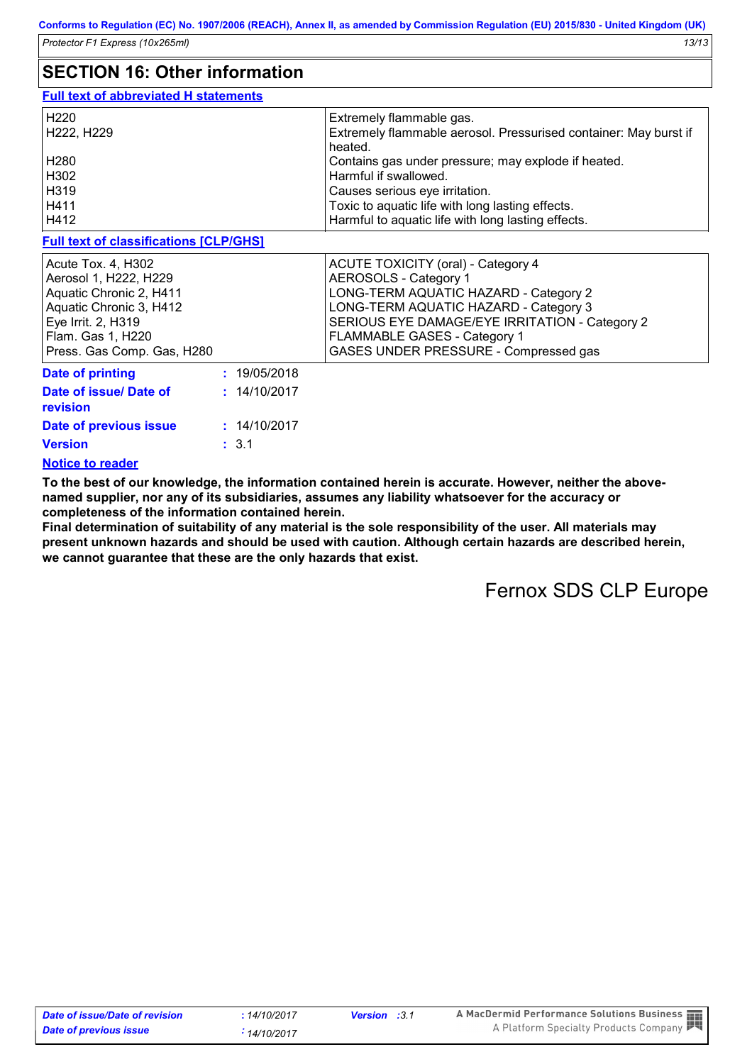## SECTION 16: Other information

**Full text of abbreviated H statements**

| | |
|---|---|
| H220 | Extremely flammable gas. |
| H222, H229 | Extremely flammable aerosol. Pressurised container: May burst if heated. |
| H280 | Contains gas under pressure; may explode if heated. |
| H302 | Harmful if swallowed. |
| H319 | Causes serious eye irritation. |
| H411 | Toxic to aquatic life with long lasting effects. |
| H412 | Harmful to aquatic life with long lasting effects. |

**Full text of classifications [CLP/GHS]**

| | |
|---|---|
| Acute Tox. 4, H302 | ACUTE TOXICITY (oral) - Category 4 |
| Aerosol 1, H222, H229 | AEROSOLS - Category 1 |
| Aquatic Chronic 2, H411 | LONG-TERM AQUATIC HAZARD - Category 2 |
| Aquatic Chronic 3, H412 | LONG-TERM AQUATIC HAZARD - Category 3 |
| Eye Irrit. 2, H319 | SERIOUS EYE DAMAGE/EYE IRRITATION - Category 2 |
| Flam. Gas 1, H220 | FLAMMABLE GASES - Category 1 |
| Press. Gas Comp. Gas, H280 | GASES UNDER PRESSURE - Compressed gas |

**Date of printing** : 19/05/2018

**Date of issue/ Date of revision** : 14/10/2017

**Date of previous issue** : 14/10/2017

**Version** : 3.1

**Notice to reader**

**To the best of our knowledge, the information contained herein is accurate. However, neither the above-named supplier, nor any of its subsidiaries, assumes any liability whatsoever for the accuracy or completeness of the information contained herein.**

**Final determination of suitability of any material is the sole responsibility of the user. All materials may present unknown hazards and should be used with caution. Although certain hazards are described herein, we cannot guarantee that these are the only hazards that exist.**

Fernox SDS CLP Europe